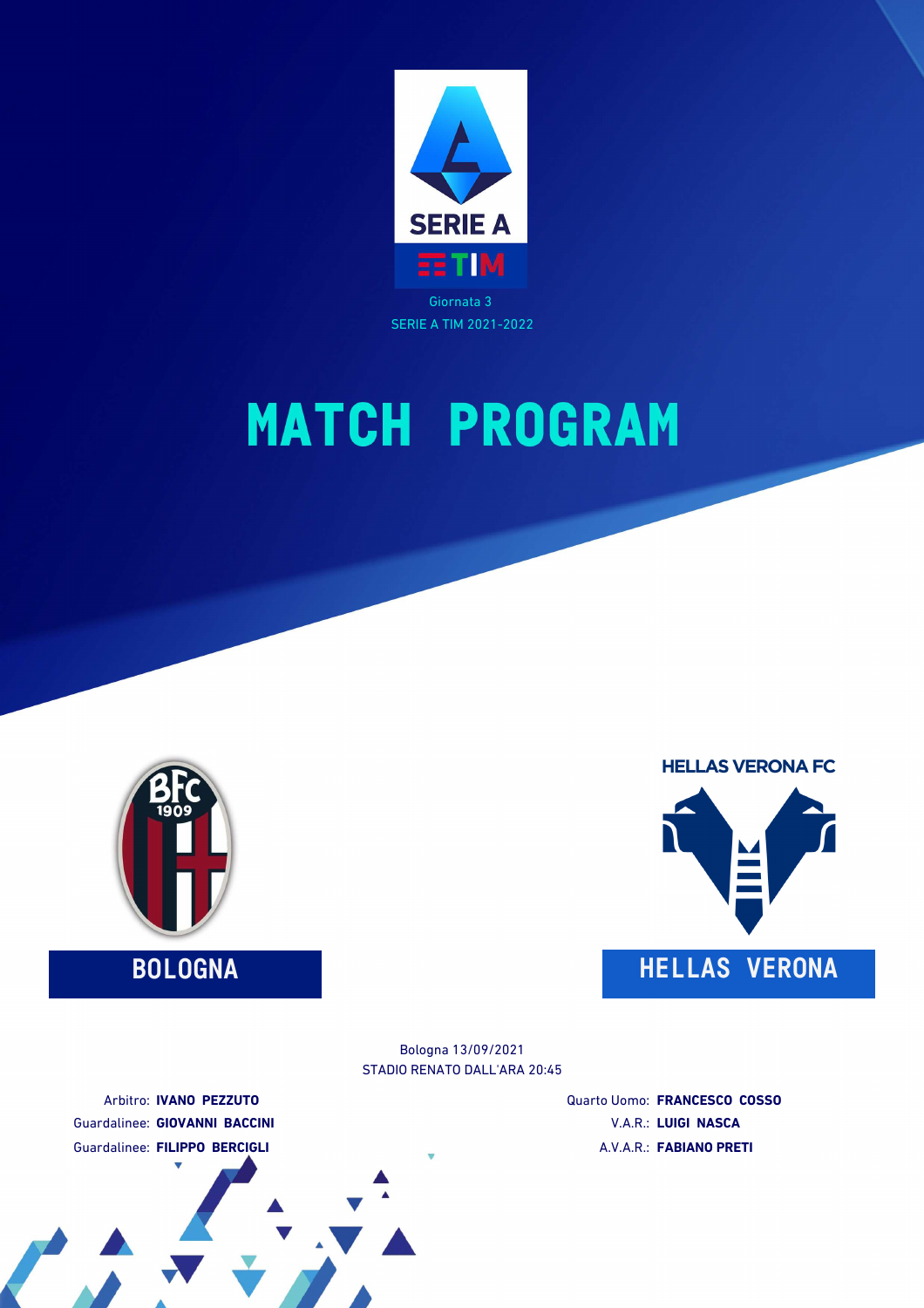SERIE A TIM

Giornata 3

SERIE A TIM 2021-2022

# MATCH PROGRAM

HELLAS VERONA FC

**BOLOGNA**

**HELLAS VERONA**

Bologna 13/09/2021

STADIO RENATO DALL'ARA 20:45

Arbitro: **IVANO PEZZUTO**

Guardalinee: **GIOVANNI BACCINI**

Guardalinee: **FILIPPO BERCIGLI**

Quarto Uomo: **FRANCESCO COSSO**

V.A.R.: **LUIGI NASCA**

A.V.A.R.: **FABIANO PRETI**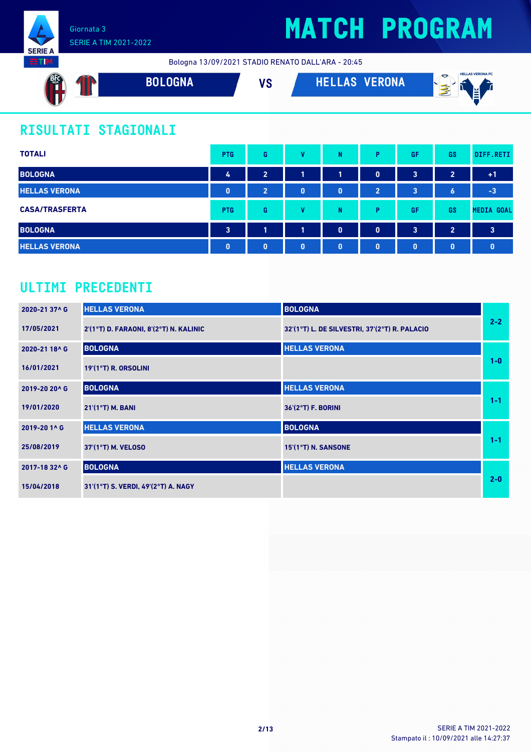Giornata 3
SERIE A TIM 2021-2022

# MATCH PROGRAM

Bologna 13/09/2021 STADIO RENATO DALL'ARA - 20:45

**BOLOGNA** VS **HELLAS VERONA**

## RISULTATI STAGIONALI

| TOTALI | PTG | G | V | N | P | GF | GS | DIFF.RETI |
|---|---|---|---|---|---|---|---|---|
| BOLOGNA | 4 | 2 | 1 | 1 | 0 | 3 | 2 | +1 |
| HELLAS VERONA | 0 | 2 | 0 | 0 | 2 | 3 | 6 | -3 |

| CASA/TRASFERTA | PTG | G | V | N | P | GF | GS | MEDIA GOAL |
|---|---|---|---|---|---|---|---|---|
| BOLOGNA | 3 | 1 | 1 | 0 | 0 | 3 | 2 | 3 |
| HELLAS VERONA | 0 | 0 | 0 | 0 | 0 | 0 | 0 | 0 |

## ULTIMI PRECEDENTI

| Giornata / Data | Casa | Trasferta | Risultato |
|---|---|---|---|
| 2020-21 37^ G | HELLAS VERONA | BOLOGNA | 2-2 |
| 17/05/2021 | 2'(1°T) D. FARAONI, 8'(2°T) N. KALINIC | 32'(1°T) L. DE SILVESTRI, 37'(2°T) R. PALACIO | |
| 2020-21 18^ G | BOLOGNA | HELLAS VERONA | 1-0 |
| 16/01/2021 | 19'(1°T) R. ORSOLINI | | |
| 2019-20 20^ G | BOLOGNA | HELLAS VERONA | 1-1 |
| 19/01/2020 | 21'(1°T) M. BANI | 36'(2°T) F. BORINI | |
| 2019-20 1^ G | HELLAS VERONA | BOLOGNA | 1-1 |
| 25/08/2019 | 37'(1°T) M. VELOSO | 15'(1°T) N. SANSONE | |
| 2017-18 32^ G | BOLOGNA | HELLAS VERONA | 2-0 |
| 15/04/2018 | 31'(1°T) S. VERDI, 49'(2°T) A. NAGY | | |

SERIE A TIM 2021-2022
Stampato il : 10/09/2021 alle 14:27:37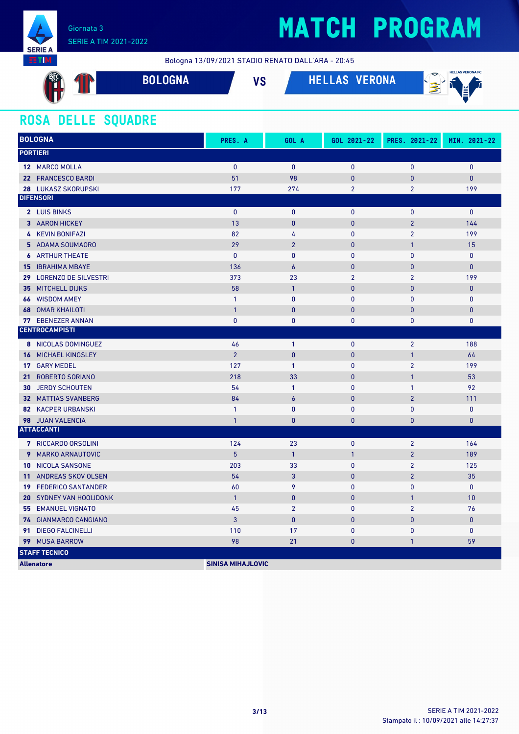# MATCH PROGRAM

Giornata 3
SERIE A TIM 2021-2022

Bologna 13/09/2021 STADIO RENATO DALL'ARA - 20:45

**BOLOGNA** VS **HELLAS VERONA**

## ROSA DELLE SQUADRE

| BOLOGNA | PRES. A | GOL A | GOL 2021-22 | PRES. 2021-22 | MIN. 2021-22 |
|---|---|---|---|---|---|
| **PORTIERI** | | | | | |
| 12 MARCO MOLLA | 0 | 0 | 0 | 0 | 0 |
| 22 FRANCESCO BARDI | 51 | 98 | 0 | 0 | 0 |
| 28 LUKASZ SKORUPSKI | 177 | 274 | 2 | 2 | 199 |
| **DIFENSORI** | | | | | |
| 2 LUIS BINKS | 0 | 0 | 0 | 0 | 0 |
| 3 AARON HICKEY | 13 | 0 | 0 | 2 | 144 |
| 4 KEVIN BONIFAZI | 82 | 4 | 0 | 2 | 199 |
| 5 ADAMA SOUMAORO | 29 | 2 | 0 | 1 | 15 |
| 6 ARTHUR THEATE | 0 | 0 | 0 | 0 | 0 |
| 15 IBRAHIMA MBAYE | 136 | 6 | 0 | 0 | 0 |
| 29 LORENZO DE SILVESTRI | 373 | 23 | 2 | 2 | 199 |
| 35 MITCHELL DIJKS | 58 | 1 | 0 | 0 | 0 |
| 66 WISDOM AMEY | 1 | 0 | 0 | 0 | 0 |
| 68 OMAR KHAILOTI | 1 | 0 | 0 | 0 | 0 |
| 77 EBENEZER ANNAN | 0 | 0 | 0 | 0 | 0 |
| **CENTROCAMPISTI** | | | | | |
| 8 NICOLAS DOMINGUEZ | 46 | 1 | 0 | 2 | 188 |
| 16 MICHAEL KINGSLEY | 2 | 0 | 0 | 1 | 64 |
| 17 GARY MEDEL | 127 | 1 | 0 | 2 | 199 |
| 21 ROBERTO SORIANO | 218 | 33 | 0 | 1 | 53 |
| 30 JERDY SCHOUTEN | 54 | 1 | 0 | 1 | 92 |
| 32 MATTIAS SVANBERG | 84 | 6 | 0 | 2 | 111 |
| 82 KACPER URBANSKI | 1 | 0 | 0 | 0 | 0 |
| 98 JUAN VALENCIA | 1 | 0 | 0 | 0 | 0 |
| **ATTACCANTI** | | | | | |
| 7 RICCARDO ORSOLINI | 124 | 23 | 0 | 2 | 164 |
| 9 MARKO ARNAUTOVIC | 5 | 1 | 1 | 2 | 189 |
| 10 NICOLA SANSONE | 203 | 33 | 0 | 2 | 125 |
| 11 ANDREAS SKOV OLSEN | 54 | 3 | 0 | 2 | 35 |
| 19 FEDERICO SANTANDER | 60 | 9 | 0 | 0 | 0 |
| 20 SYDNEY VAN HOOIJDONK | 1 | 0 | 0 | 1 | 10 |
| 55 EMANUEL VIGNATO | 45 | 2 | 0 | 2 | 76 |
| 74 GIANMARCO CANGIANO | 3 | 0 | 0 | 0 | 0 |
| 91 DIEGO FALCINELLI | 110 | 17 | 0 | 0 | 0 |
| 99 MUSA BARROW | 98 | 21 | 0 | 1 | 59 |
| **STAFF TECNICO** | | | | | |
| **Allenatore** | **SINISA MIHAJLOVIC** | | | | |

Stampato il : 10/09/2021 alle 14:27:37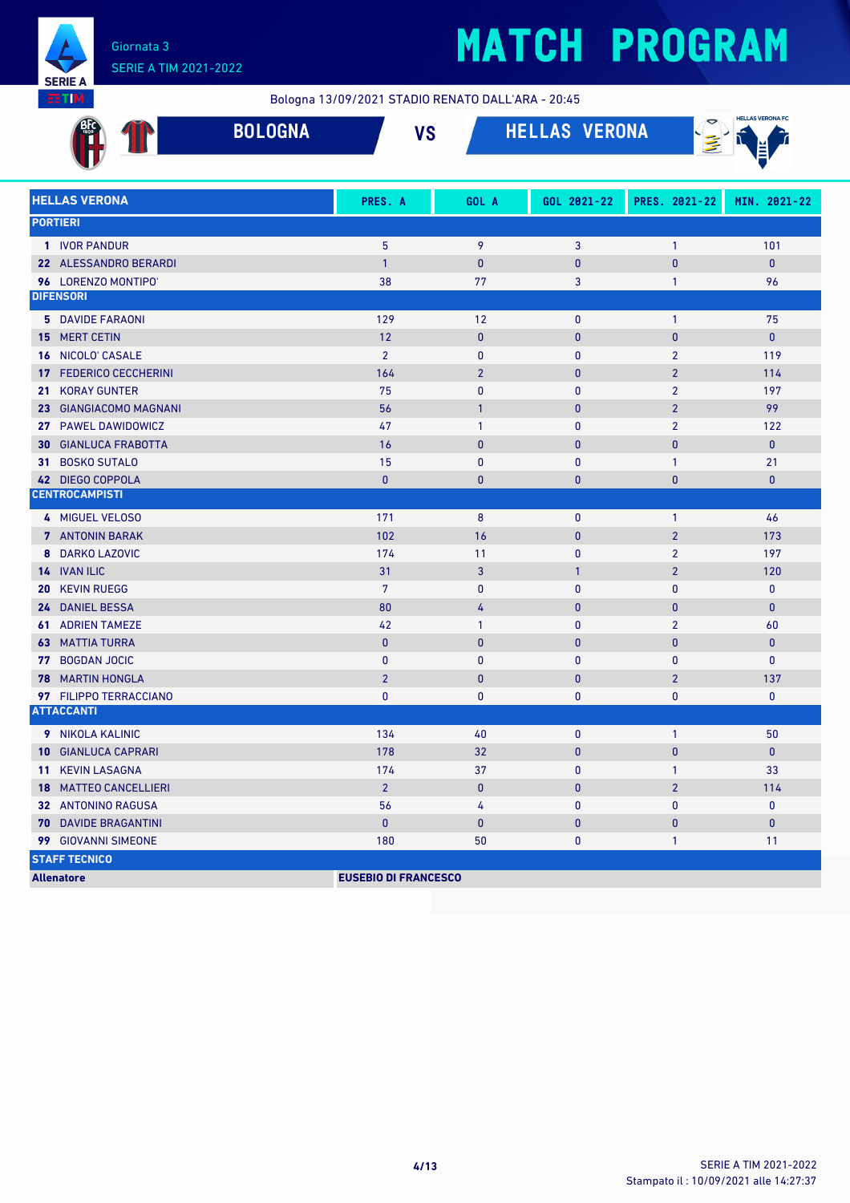# MATCH PROGRAM

Giornata 3
SERIE A TIM 2021-2022

Bologna 13/09/2021 STADIO RENATO DALL'ARA - 20:45

## BOLOGNA VS HELLAS VERONA

| HELLAS VERONA | PRES. A | GOL A | GOL 2021-22 | PRES. 2021-22 | MIN. 2021-22 |
|---|---|---|---|---|---|
| **PORTIERI** | | | | | |
| **1** IVOR PANDUR | 5 | 9 | 3 | 1 | 101 |
| **22** ALESSANDRO BERARDI | 1 | 0 | 0 | 0 | 0 |
| **96** LORENZO MONTIPO' | 38 | 77 | 3 | 1 | 96 |
| **DIFENSORI** | | | | | |
| **5** DAVIDE FARAONI | 129 | 12 | 0 | 1 | 75 |
| **15** MERT CETIN | 12 | 0 | 0 | 0 | 0 |
| **16** NICOLO' CASALE | 2 | 0 | 0 | 2 | 119 |
| **17** FEDERICO CECCHERINI | 164 | 2 | 0 | 2 | 114 |
| **21** KORAY GUNTER | 75 | 0 | 0 | 2 | 197 |
| **23** GIANGIACOMO MAGNANI | 56 | 1 | 0 | 2 | 99 |
| **27** PAWEL DAWIDOWICZ | 47 | 1 | 0 | 2 | 122 |
| **30** GIANLUCA FRABOTTA | 16 | 0 | 0 | 0 | 0 |
| **31** BOSKO SUTALO | 15 | 0 | 0 | 1 | 21 |
| **42** DIEGO COPPOLA | 0 | 0 | 0 | 0 | 0 |
| **CENTROCAMPISTI** | | | | | |
| **4** MIGUEL VELOSO | 171 | 8 | 0 | 1 | 46 |
| **7** ANTONIN BARAK | 102 | 16 | 0 | 2 | 173 |
| **8** DARKO LAZOVIC | 174 | 11 | 0 | 2 | 197 |
| **14** IVAN ILIC | 31 | 3 | 1 | 2 | 120 |
| **20** KEVIN RUEGG | 7 | 0 | 0 | 0 | 0 |
| **24** DANIEL BESSA | 80 | 4 | 0 | 0 | 0 |
| **61** ADRIEN TAMEZE | 42 | 1 | 0 | 2 | 60 |
| **63** MATTIA TURRA | 0 | 0 | 0 | 0 | 0 |
| **77** BOGDAN JOCIC | 0 | 0 | 0 | 0 | 0 |
| **78** MARTIN HONGLA | 2 | 0 | 0 | 2 | 137 |
| **97** FILIPPO TERRACCIANO | 0 | 0 | 0 | 0 | 0 |
| **ATTACCANTI** | | | | | |
| **9** NIKOLA KALINIC | 134 | 40 | 0 | 1 | 50 |
| **10** GIANLUCA CAPRARI | 178 | 32 | 0 | 0 | 0 |
| **11** KEVIN LASAGNA | 174 | 37 | 0 | 1 | 33 |
| **18** MATTEO CANCELLIERI | 2 | 0 | 0 | 2 | 114 |
| **32** ANTONINO RAGUSA | 56 | 4 | 0 | 0 | 0 |
| **70** DAVIDE BRAGANTINI | 0 | 0 | 0 | 0 | 0 |
| **99** GIOVANNI SIMEONE | 180 | 50 | 0 | 1 | 11 |
| **STAFF TECNICO** | | | | | |
| **Allenatore** | **EUSEBIO DI FRANCESCO** | | | | |

SERIE A TIM 2021-2022
Stampato il : 10/09/2021 alle 14:27:37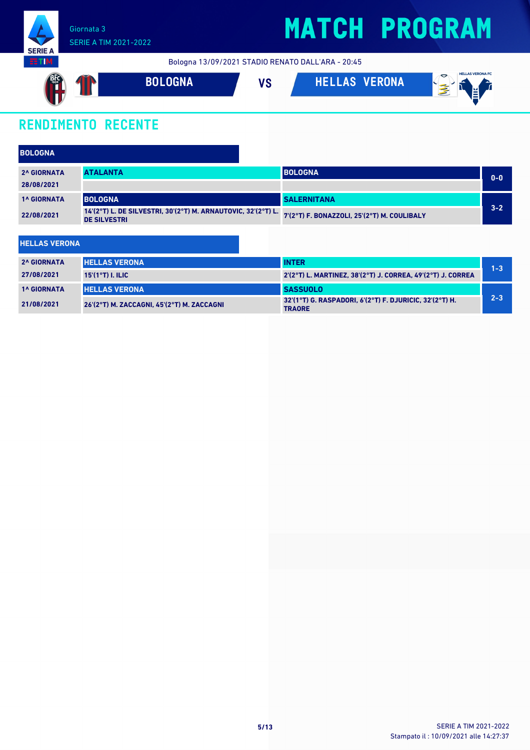Giornata 3

SERIE A TIM 2021-2022

# MATCH PROGRAM

Bologna 13/09/2021 STADIO RENATO DALL'ARA - 20:45

**BOLOGNA** VS **HELLAS VERONA**

## RENDIMENTO RECENTE

### BOLOGNA

| Giornata | Casa | Ospite | Risultato |
|---|---|---|---|
| 2^ GIORNATA<br>28/08/2021 | ATALANTA | BOLOGNA | 0-0 |
| 1^ GIORNATA<br>22/08/2021 | BOLOGNA<br>14'(2°T) L. DE SILVESTRI, 30'(2°T) M. ARNAUTOVIC, 32'(2°T) L. DE SILVESTRI | SALERNITANA<br>7'(2°T) F. BONAZZOLI, 25'(2°T) M. COULIBALY | 3-2 |

### HELLAS VERONA

| Giornata | Casa | Ospite | Risultato |
|---|---|---|---|
| 2^ GIORNATA<br>27/08/2021 | HELLAS VERONA<br>15'(1°T) I. ILIC | INTER<br>2'(2°T) L. MARTINEZ, 38'(2°T) J. CORREA, 49'(2°T) J. CORREA | 1-3 |
| 1^ GIORNATA<br>21/08/2021 | HELLAS VERONA<br>26'(2°T) M. ZACCAGNI, 45'(2°T) M. ZACCAGNI | SASSUOLO<br>32'(1°T) G. RASPADORI, 6'(2°T) F. DJURICIC, 32'(2°T) H. TRAORE | 2-3 |

SERIE A TIM 2021-2022

Stampato il : 10/09/2021 alle 14:27:37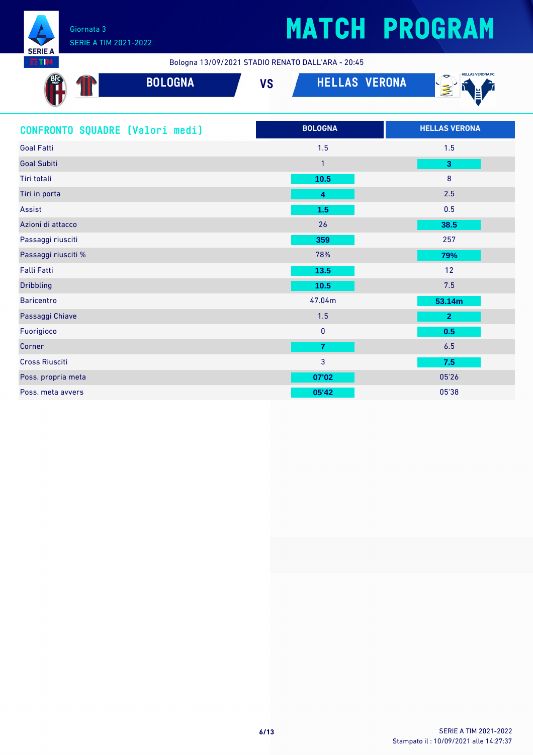# MATCH PROGRAM

Giornata 3
SERIE A TIM 2021-2022

Bologna 13/09/2021 STADIO RENATO DALL'ARA - 20:45

## BOLOGNA VS HELLAS VERONA

| CONFRONTO SQUADRE (Valori medi) | BOLOGNA | HELLAS VERONA |
|---|---|---|
| Goal Fatti | 1.5 | 1.5 |
| Goal Subiti | 1 | **3** |
| Tiri totali | **10.5** | 8 |
| Tiri in porta | **4** | 2.5 |
| Assist | **1.5** | 0.5 |
| Azioni di attacco | 26 | **38.5** |
| Passaggi riusciti | **359** | 257 |
| Passaggi riusciti % | 78% | **79%** |
| Falli Fatti | **13.5** | 12 |
| Dribbling | **10.5** | 7.5 |
| Baricentro | 47.04m | **53.14m** |
| Passaggi Chiave | 1.5 | **2** |
| Fuorigioco | 0 | **0.5** |
| Corner | **7** | 6.5 |
| Cross Riusciti | 3 | **7.5** |
| Poss. propria meta | **07'02** | 05'26 |
| Poss. meta avvers | **05'42** | 05'38 |

SERIE A TIM 2021-2022
Stampato il : 10/09/2021 alle 14:27:37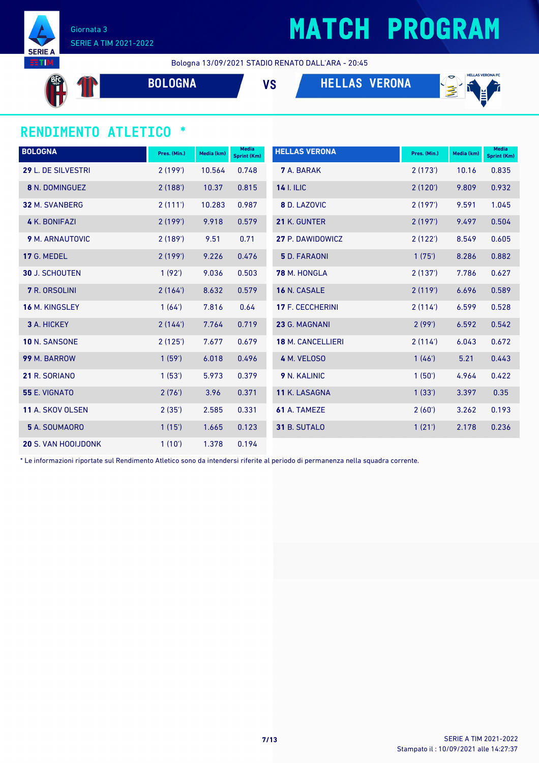Giornata 3
SERIE A TIM 2021-2022

# MATCH PROGRAM

Bologna 13/09/2021 STADIO RENATO DALL'ARA - 20:45

**BOLOGNA** VS **HELLAS VERONA**

## RENDIMENTO ATLETICO *

| BOLOGNA | Pres. (Min.) | Media (km) | Media Sprint (Km) |
|---|---|---|---|
| **29** L. DE SILVESTRI | 2 (199') | 10.564 | 0.748 |
| **8** N. DOMINGUEZ | 2 (188') | 10.37 | 0.815 |
| **32** M. SVANBERG | 2 (111') | 10.283 | 0.987 |
| **4** K. BONIFAZI | 2 (199') | 9.918 | 0.579 |
| **9** M. ARNAUTOVIC | 2 (189') | 9.51 | 0.71 |
| **17** G. MEDEL | 2 (199') | 9.226 | 0.476 |
| **30** J. SCHOUTEN | 1 (92') | 9.036 | 0.503 |
| **7** R. ORSOLINI | 2 (164') | 8.632 | 0.579 |
| **16** M. KINGSLEY | 1 (64') | 7.816 | 0.64 |
| **3** A. HICKEY | 2 (144') | 7.764 | 0.719 |
| **10** N. SANSONE | 2 (125') | 7.677 | 0.679 |
| **99** M. BARROW | 1 (59') | 6.018 | 0.496 |
| **21** R. SORIANO | 1 (53') | 5.973 | 0.379 |
| **55** E. VIGNATO | 2 (76') | 3.96 | 0.371 |
| **11** A. SKOV OLSEN | 2 (35') | 2.585 | 0.331 |
| **5** A. SOUMAORO | 1 (15') | 1.665 | 0.123 |
| **20** S. VAN HOOIJDONK | 1 (10') | 1.378 | 0.194 |

| HELLAS VERONA | Pres. (Min.) | Media (km) | Media Sprint (Km) |
|---|---|---|---|
| **7** A. BARAK | 2 (173') | 10.16 | 0.835 |
| **14** I. ILIC | 2 (120') | 9.809 | 0.932 |
| **8** D. LAZOVIC | 2 (197') | 9.591 | 1.045 |
| **21** K. GUNTER | 2 (197') | 9.497 | 0.504 |
| **27** P. DAWIDOWICZ | 2 (122') | 8.549 | 0.605 |
| **5** D. FARAONI | 1 (75') | 8.286 | 0.882 |
| **78** M. HONGLA | 2 (137') | 7.786 | 0.627 |
| **16** N. CASALE | 2 (119') | 6.696 | 0.589 |
| **17** F. CECCHERINI | 2 (114') | 6.599 | 0.528 |
| **23** G. MAGNANI | 2 (99') | 6.592 | 0.542 |
| **18** M. CANCELLIERI | 2 (114') | 6.043 | 0.672 |
| **4** M. VELOSO | 1 (46') | 5.21 | 0.443 |
| **9** N. KALINIC | 1 (50') | 4.964 | 0.422 |
| **11** K. LASAGNA | 1 (33') | 3.397 | 0.35 |
| **61** A. TAMEZE | 2 (60') | 3.262 | 0.193 |
| **31** B. SUTALO | 1 (21') | 2.178 | 0.236 |

* Le informazioni riportate sul Rendimento Atletico sono da intendersi riferite al periodo di permanenza nella squadra corrente.

Stampato il : 10/09/2021 alle 14:27:37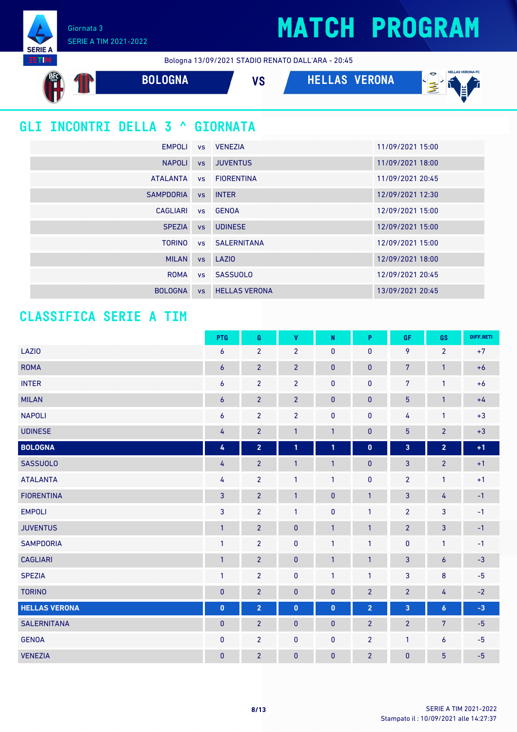Giornata 3
SERIE A TIM 2021-2022

# MATCH PROGRAM

Bologna 13/09/2021 STADIO RENATO DALL'ARA - 20:45

**BOLOGNA** VS **HELLAS VERONA**

## GLI INCONTRI DELLA 3 ^ GIORNATA

| | | | |
|---|---|---|---|
| EMPOLI | vs | VENEZIA | 11/09/2021 15:00 |
| NAPOLI | vs | JUVENTUS | 11/09/2021 18:00 |
| ATALANTA | vs | FIORENTINA | 11/09/2021 20:45 |
| SAMPDORIA | vs | INTER | 12/09/2021 12:30 |
| CAGLIARI | vs | GENOA | 12/09/2021 15:00 |
| SPEZIA | vs | UDINESE | 12/09/2021 15:00 |
| TORINO | vs | SALERNITANA | 12/09/2021 15:00 |
| MILAN | vs | LAZIO | 12/09/2021 18:00 |
| ROMA | vs | SASSUOLO | 12/09/2021 20:45 |
| BOLOGNA | vs | HELLAS VERONA | 13/09/2021 20:45 |

## CLASSIFICA SERIE A TIM

| | PTG | G | V | N | P | GF | GS | DIFF.RETI |
|---|---|---|---|---|---|---|---|---|
| LAZIO | 6 | 2 | 2 | 0 | 0 | 9 | 2 | +7 |
| ROMA | 6 | 2 | 2 | 0 | 0 | 7 | 1 | +6 |
| INTER | 6 | 2 | 2 | 0 | 0 | 7 | 1 | +6 |
| MILAN | 6 | 2 | 2 | 0 | 0 | 5 | 1 | +4 |
| NAPOLI | 6 | 2 | 2 | 0 | 0 | 4 | 1 | +3 |
| UDINESE | 4 | 2 | 1 | 1 | 0 | 5 | 2 | +3 |
| **BOLOGNA** | **4** | **2** | **1** | **1** | **0** | **3** | **2** | **+1** |
| SASSUOLO | 4 | 2 | 1 | 1 | 0 | 3 | 2 | +1 |
| ATALANTA | 4 | 2 | 1 | 1 | 0 | 2 | 1 | +1 |
| FIORENTINA | 3 | 2 | 1 | 0 | 1 | 3 | 4 | -1 |
| EMPOLI | 3 | 2 | 1 | 0 | 1 | 2 | 3 | -1 |
| JUVENTUS | 1 | 2 | 0 | 1 | 1 | 2 | 3 | -1 |
| SAMPDORIA | 1 | 2 | 0 | 1 | 1 | 0 | 1 | -1 |
| CAGLIARI | 1 | 2 | 0 | 1 | 1 | 3 | 6 | -3 |
| SPEZIA | 1 | 2 | 0 | 1 | 1 | 3 | 8 | -5 |
| TORINO | 0 | 2 | 0 | 0 | 2 | 2 | 4 | -2 |
| **HELLAS VERONA** | **0** | **2** | **0** | **0** | **2** | **3** | **6** | **-3** |
| SALERNITANA | 0 | 2 | 0 | 0 | 2 | 2 | 7 | -5 |
| GENOA | 0 | 2 | 0 | 0 | 2 | 1 | 6 | -5 |
| VENEZIA | 0 | 2 | 0 | 0 | 2 | 0 | 5 | -5 |

SERIE A TIM 2021-2022
Stampato il : 10/09/2021 alle 14:27:37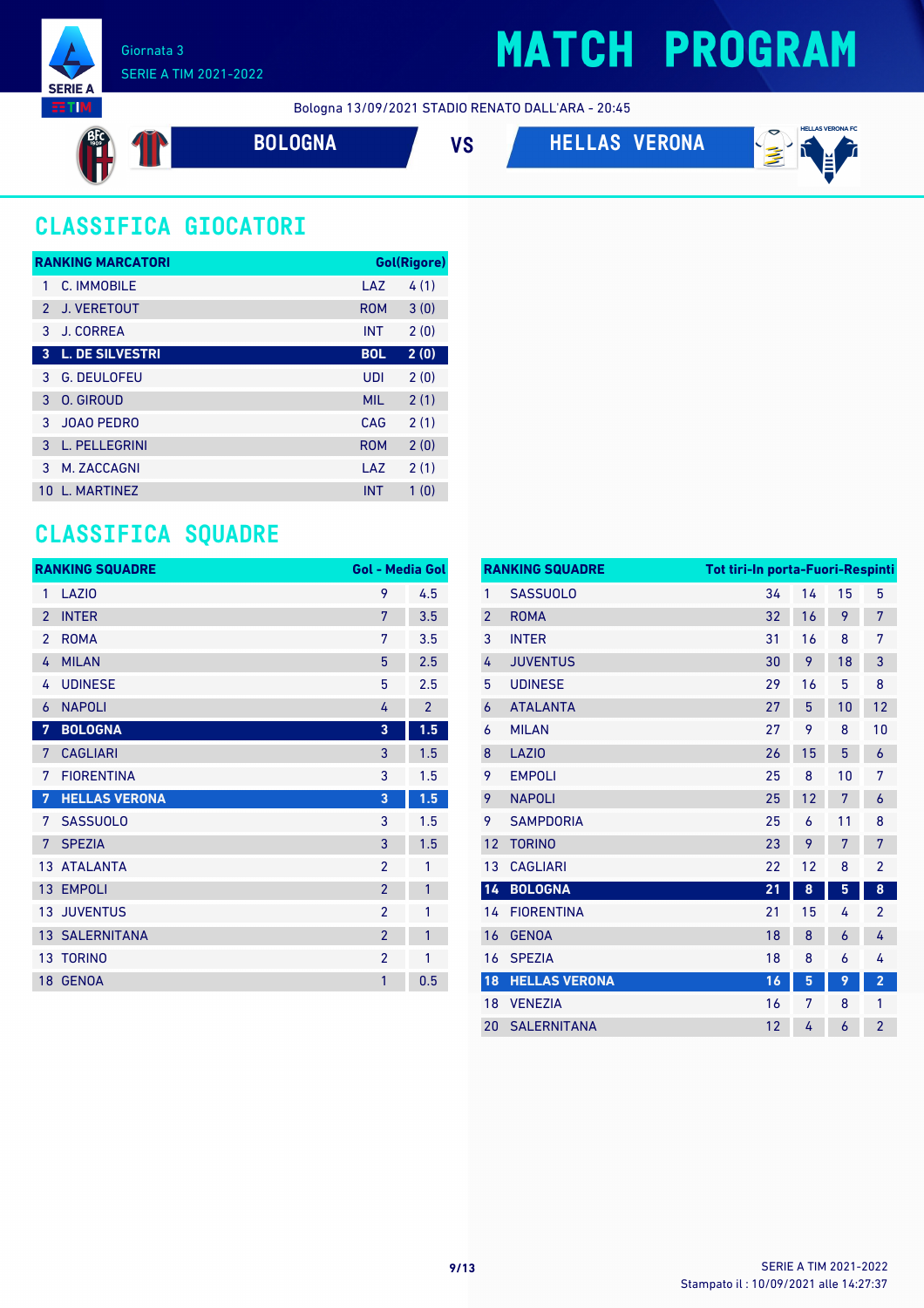Giornata 3

SERIE A TIM 2021-2022

# MATCH PROGRAM

Bologna 13/09/2021 STADIO RENATO DALL'ARA - 20:45

**BOLOGNA** VS **HELLAS VERONA**

## CLASSIFICA GIOCATORI

| RANKING MARCATORI | | | Gol(Rigore) |
|---|---|---|---|
| 1 | C. IMMOBILE | LAZ | 4 (1) |
| 2 | J. VERETOUT | ROM | 3 (0) |
| 3 | J. CORREA | INT | 2 (0) |
| **3** | **L. DE SILVESTRI** | **BOL** | **2 (0)** |
| 3 | G. DEULOFEU | UDI | 2 (0) |
| 3 | O. GIROUD | MIL | 2 (1) |
| 3 | JOAO PEDRO | CAG | 2 (1) |
| 3 | L. PELLEGRINI | ROM | 2 (0) |
| 3 | M. ZACCAGNI | LAZ | 2 (1) |
| 10 | L. MARTINEZ | INT | 1 (0) |

## CLASSIFICA SQUADRE

| RANKING SQUADRE | | Gol | Media Gol |
|---|---|---|---|
| 1 | LAZIO | 9 | 4.5 |
| 2 | INTER | 7 | 3.5 |
| 2 | ROMA | 7 | 3.5 |
| 4 | MILAN | 5 | 2.5 |
| 4 | UDINESE | 5 | 2.5 |
| 6 | NAPOLI | 4 | 2 |
| **7** | **BOLOGNA** | **3** | **1.5** |
| 7 | CAGLIARI | 3 | 1.5 |
| 7 | FIORENTINA | 3 | 1.5 |
| **7** | **HELLAS VERONA** | **3** | **1.5** |
| 7 | SASSUOLO | 3 | 1.5 |
| 7 | SPEZIA | 3 | 1.5 |
| 13 | ATALANTA | 2 | 1 |
| 13 | EMPOLI | 2 | 1 |
| 13 | JUVENTUS | 2 | 1 |
| 13 | SALERNITANA | 2 | 1 |
| 13 | TORINO | 2 | 1 |
| 18 | GENOA | 1 | 0.5 |

| RANKING SQUADRE | | Tot tiri | In porta | Fuori | Respinti |
|---|---|---|---|---|---|
| 1 | SASSUOLO | 34 | 14 | 15 | 5 |
| 2 | ROMA | 32 | 16 | 9 | 7 |
| 3 | INTER | 31 | 16 | 8 | 7 |
| 4 | JUVENTUS | 30 | 9 | 18 | 3 |
| 5 | UDINESE | 29 | 16 | 5 | 8 |
| 6 | ATALANTA | 27 | 5 | 10 | 12 |
| 6 | MILAN | 27 | 9 | 8 | 10 |
| 8 | LAZIO | 26 | 15 | 5 | 6 |
| 9 | EMPOLI | 25 | 8 | 10 | 7 |
| 9 | NAPOLI | 25 | 12 | 7 | 6 |
| 9 | SAMPDORIA | 25 | 6 | 11 | 8 |
| 12 | TORINO | 23 | 9 | 7 | 7 |
| 13 | CAGLIARI | 22 | 12 | 8 | 2 |
| **14** | **BOLOGNA** | **21** | **8** | **5** | **8** |
| 14 | FIORENTINA | 21 | 15 | 4 | 2 |
| 16 | GENOA | 18 | 8 | 6 | 4 |
| 16 | SPEZIA | 18 | 8 | 6 | 4 |
| **18** | **HELLAS VERONA** | **16** | **5** | **9** | **2** |
| 18 | VENEZIA | 16 | 7 | 8 | 1 |
| 20 | SALERNITANA | 12 | 4 | 6 | 2 |

Stampato il : 10/09/2021 alle 14:27:37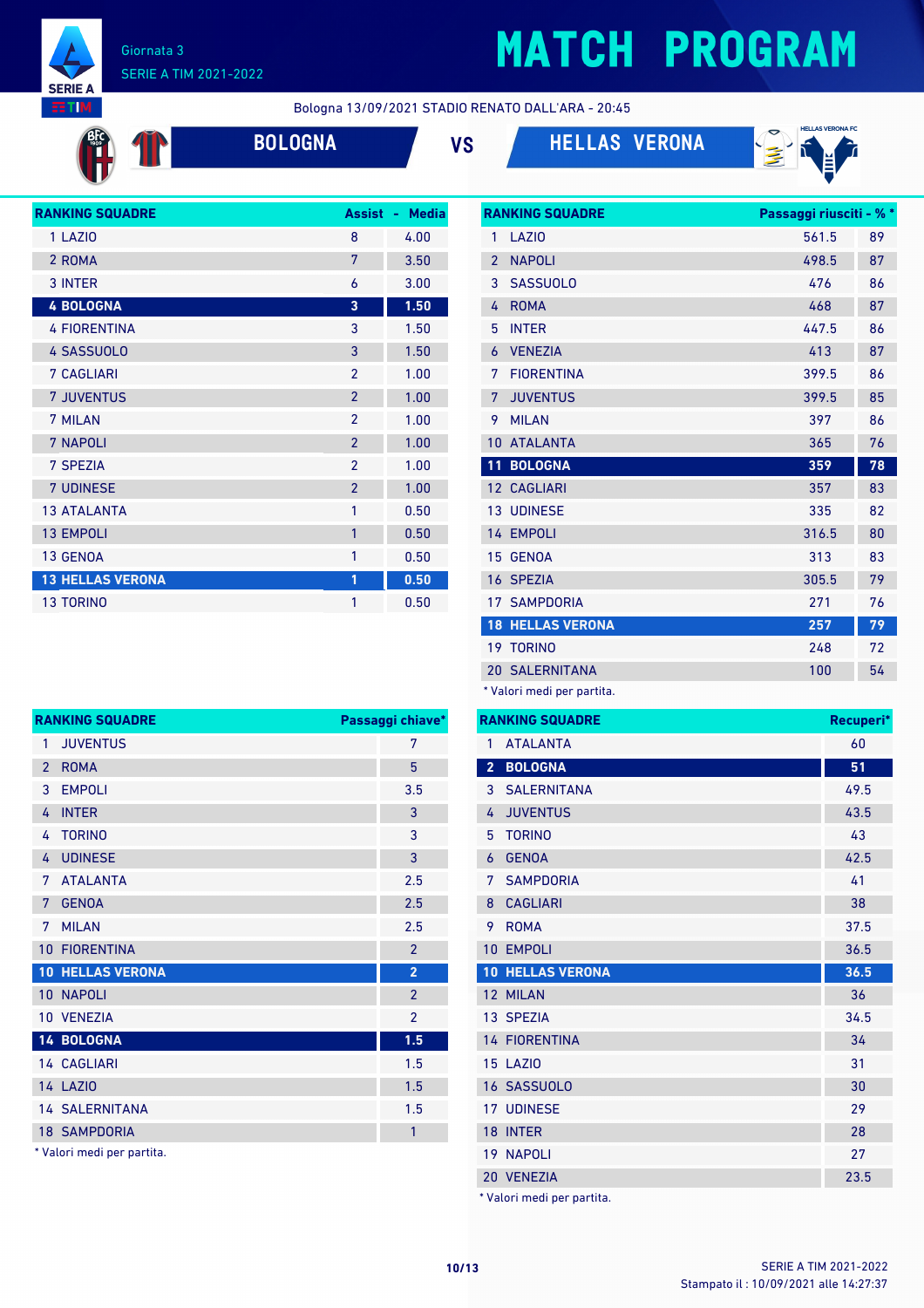Giornata 3

SERIE A TIM 2021-2022

# MATCH PROGRAM

Bologna 13/09/2021 STADIO RENATO DALL'ARA - 20:45

**BOLOGNA** VS **HELLAS VERONA**

| RANKING SQUADRE | Assist | Media |
|---|---|---|
| 1 LAZIO | 8 | 4.00 |
| 2 ROMA | 7 | 3.50 |
| 3 INTER | 6 | 3.00 |
| **4 BOLOGNA** | **3** | **1.50** |
| 4 FIORENTINA | 3 | 1.50 |
| 4 SASSUOLO | 3 | 1.50 |
| 7 CAGLIARI | 2 | 1.00 |
| 7 JUVENTUS | 2 | 1.00 |
| 7 MILAN | 2 | 1.00 |
| 7 NAPOLI | 2 | 1.00 |
| 7 SPEZIA | 2 | 1.00 |
| 7 UDINESE | 2 | 1.00 |
| 13 ATALANTA | 1 | 0.50 |
| 13 EMPOLI | 1 | 0.50 |
| 13 GENOA | 1 | 0.50 |
| **13 HELLAS VERONA** | **1** | **0.50** |
| 13 TORINO | 1 | 0.50 |

| RANKING SQUADRE | Passaggi riusciti* | %* |
|---|---|---|
| 1 LAZIO | 561.5 | 89 |
| 2 NAPOLI | 498.5 | 87 |
| 3 SASSUOLO | 476 | 86 |
| 4 ROMA | 468 | 87 |
| 5 INTER | 447.5 | 86 |
| 6 VENEZIA | 413 | 87 |
| 7 FIORENTINA | 399.5 | 86 |
| 7 JUVENTUS | 399.5 | 85 |
| 9 MILAN | 397 | 86 |
| 10 ATALANTA | 365 | 76 |
| **11 BOLOGNA** | **359** | **78** |
| 12 CAGLIARI | 357 | 83 |
| 13 UDINESE | 335 | 82 |
| 14 EMPOLI | 316.5 | 80 |
| 15 GENOA | 313 | 83 |
| 16 SPEZIA | 305.5 | 79 |
| 17 SAMPDORIA | 271 | 76 |
| **18 HELLAS VERONA** | **257** | **79** |
| 19 TORINO | 248 | 72 |
| 20 SALERNITANA | 100 | 54 |

\* Valori medi per partita.

| RANKING SQUADRE | Passaggi chiave* |
|---|---|
| 1 JUVENTUS | 7 |
| 2 ROMA | 5 |
| 3 EMPOLI | 3.5 |
| 4 INTER | 3 |
| 4 TORINO | 3 |
| 4 UDINESE | 3 |
| 7 ATALANTA | 2.5 |
| 7 GENOA | 2.5 |
| 7 MILAN | 2.5 |
| 10 FIORENTINA | 2 |
| **10 HELLAS VERONA** | **2** |
| 10 NAPOLI | 2 |
| 10 VENEZIA | 2 |
| **14 BOLOGNA** | **1.5** |
| 14 CAGLIARI | 1.5 |
| 14 LAZIO | 1.5 |
| 14 SALERNITANA | 1.5 |
| 18 SAMPDORIA | 1 |

\* Valori medi per partita.

| RANKING SQUADRE | Recuperi* |
|---|---|
| 1 ATALANTA | 60 |
| **2 BOLOGNA** | **51** |
| 3 SALERNITANA | 49.5 |
| 4 JUVENTUS | 43.5 |
| 5 TORINO | 43 |
| 6 GENOA | 42.5 |
| 7 SAMPDORIA | 41 |
| 8 CAGLIARI | 38 |
| 9 ROMA | 37.5 |
| 10 EMPOLI | 36.5 |
| **10 HELLAS VERONA** | **36.5** |
| 12 MILAN | 36 |
| 13 SPEZIA | 34.5 |
| 14 FIORENTINA | 34 |
| 15 LAZIO | 31 |
| 16 SASSUOLO | 30 |
| 17 UDINESE | 29 |
| 18 INTER | 28 |
| 19 NAPOLI | 27 |
| 20 VENEZIA | 23.5 |

\* Valori medi per partita.

Stampato il : 10/09/2021 alle 14:27:37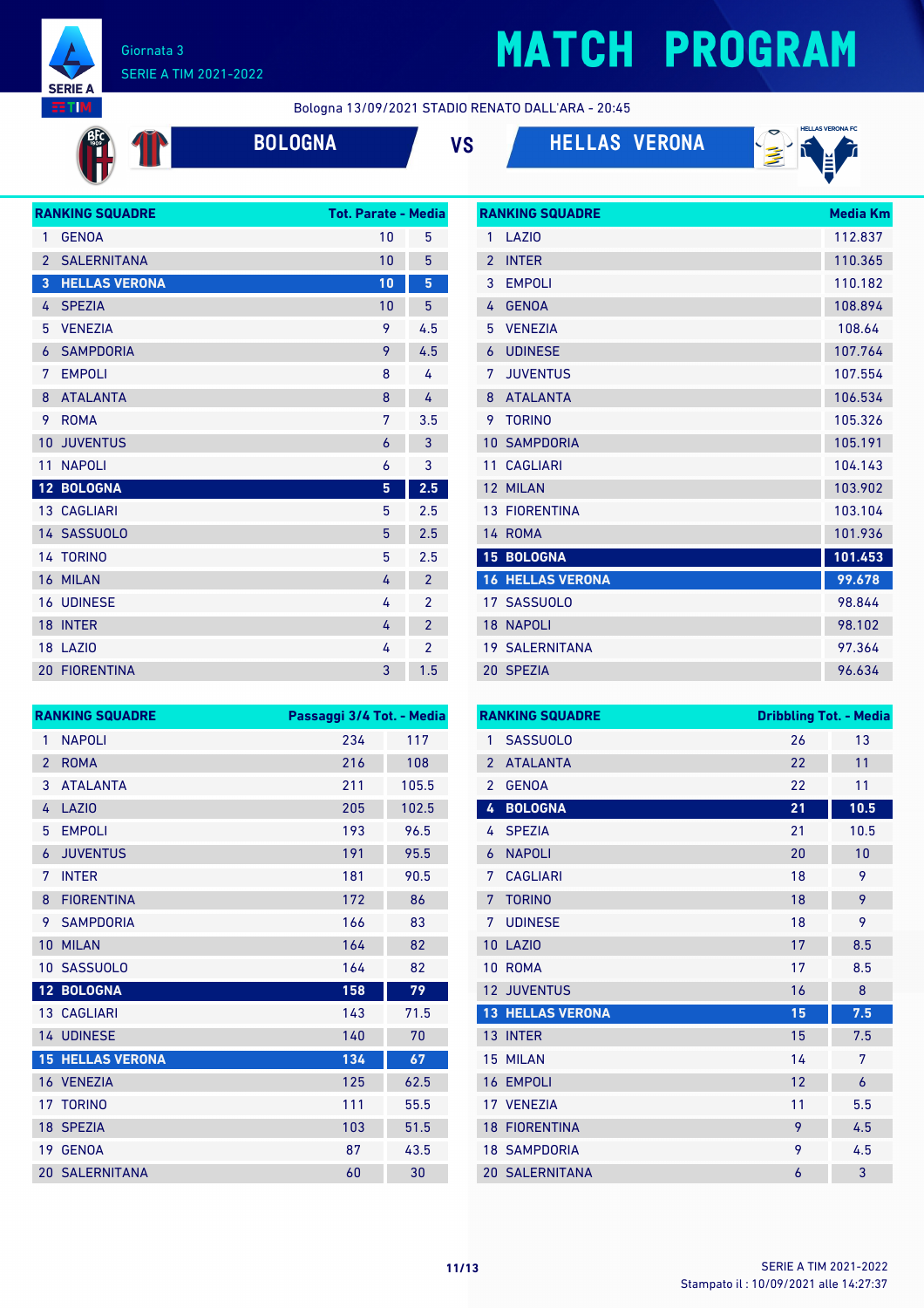# MATCH PROGRAM

Giornata 3
SERIE A TIM 2021-2022

Bologna 13/09/2021 STADIO RENATO DALL'ARA - 20:45

**BOLOGNA** VS **HELLAS VERONA**

| RANKING SQUADRE | | Tot. Parate | Media |
|---|---|---|---|
| 1 | GENOA | 10 | 5 |
| 2 | SALERNITANA | 10 | 5 |
| 3 | HELLAS VERONA | 10 | 5 |
| 4 | SPEZIA | 10 | 5 |
| 5 | VENEZIA | 9 | 4.5 |
| 6 | SAMPDORIA | 9 | 4.5 |
| 7 | EMPOLI | 8 | 4 |
| 8 | ATALANTA | 8 | 4 |
| 9 | ROMA | 7 | 3.5 |
| 10 | JUVENTUS | 6 | 3 |
| 11 | NAPOLI | 6 | 3 |
| 12 | BOLOGNA | 5 | 2.5 |
| 13 | CAGLIARI | 5 | 2.5 |
| 14 | SASSUOLO | 5 | 2.5 |
| 14 | TORINO | 5 | 2.5 |
| 16 | MILAN | 4 | 2 |
| 16 | UDINESE | 4 | 2 |
| 18 | INTER | 4 | 2 |
| 18 | LAZIO | 4 | 2 |
| 20 | FIORENTINA | 3 | 1.5 |

| RANKING SQUADRE | | Media Km |
|---|---|---|
| 1 | LAZIO | 112.837 |
| 2 | INTER | 110.365 |
| 3 | EMPOLI | 110.182 |
| 4 | GENOA | 108.894 |
| 5 | VENEZIA | 108.64 |
| 6 | UDINESE | 107.764 |
| 7 | JUVENTUS | 107.554 |
| 8 | ATALANTA | 106.534 |
| 9 | TORINO | 105.326 |
| 10 | SAMPDORIA | 105.191 |
| 11 | CAGLIARI | 104.143 |
| 12 | MILAN | 103.902 |
| 13 | FIORENTINA | 103.104 |
| 14 | ROMA | 101.936 |
| 15 | BOLOGNA | 101.453 |
| 16 | HELLAS VERONA | 99.678 |
| 17 | SASSUOLO | 98.844 |
| 18 | NAPOLI | 98.102 |
| 19 | SALERNITANA | 97.364 |
| 20 | SPEZIA | 96.634 |

| RANKING SQUADRE | | Passaggi 3/4 Tot. | Media |
|---|---|---|---|
| 1 | NAPOLI | 234 | 117 |
| 2 | ROMA | 216 | 108 |
| 3 | ATALANTA | 211 | 105.5 |
| 4 | LAZIO | 205 | 102.5 |
| 5 | EMPOLI | 193 | 96.5 |
| 6 | JUVENTUS | 191 | 95.5 |
| 7 | INTER | 181 | 90.5 |
| 8 | FIORENTINA | 172 | 86 |
| 9 | SAMPDORIA | 166 | 83 |
| 10 | MILAN | 164 | 82 |
| 10 | SASSUOLO | 164 | 82 |
| 12 | BOLOGNA | 158 | 79 |
| 13 | CAGLIARI | 143 | 71.5 |
| 14 | UDINESE | 140 | 70 |
| 15 | HELLAS VERONA | 134 | 67 |
| 16 | VENEZIA | 125 | 62.5 |
| 17 | TORINO | 111 | 55.5 |
| 18 | SPEZIA | 103 | 51.5 |
| 19 | GENOA | 87 | 43.5 |
| 20 | SALERNITANA | 60 | 30 |

| RANKING SQUADRE | | Dribbling Tot. | Media |
|---|---|---|---|
| 1 | SASSUOLO | 26 | 13 |
| 2 | ATALANTA | 22 | 11 |
| 2 | GENOA | 22 | 11 |
| 4 | BOLOGNA | 21 | 10.5 |
| 4 | SPEZIA | 21 | 10.5 |
| 6 | NAPOLI | 20 | 10 |
| 7 | CAGLIARI | 18 | 9 |
| 7 | TORINO | 18 | 9 |
| 7 | UDINESE | 18 | 9 |
| 10 | LAZIO | 17 | 8.5 |
| 10 | ROMA | 17 | 8.5 |
| 12 | JUVENTUS | 16 | 8 |
| 13 | HELLAS VERONA | 15 | 7.5 |
| 13 | INTER | 15 | 7.5 |
| 15 | MILAN | 14 | 7 |
| 16 | EMPOLI | 12 | 6 |
| 17 | VENEZIA | 11 | 5.5 |
| 18 | FIORENTINA | 9 | 4.5 |
| 18 | SAMPDORIA | 9 | 4.5 |
| 20 | SALERNITANA | 6 | 3 |

Stampato il : 10/09/2021 alle 14:27:37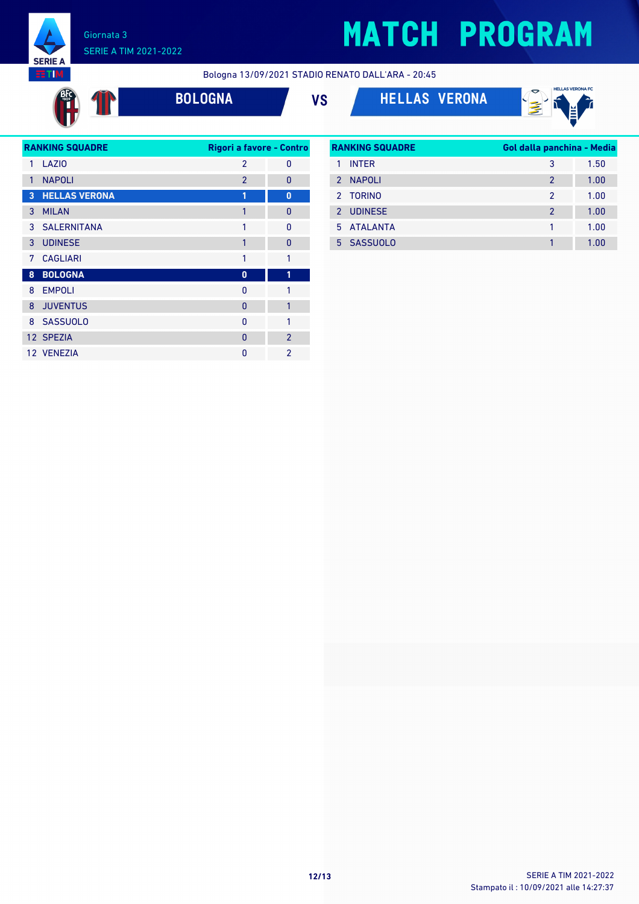# MATCH PROGRAM

Giornata 3
SERIE A TIM 2021-2022

Bologna 13/09/2021 STADIO RENATO DALL'ARA - 20:45

**BOLOGNA** VS **HELLAS VERONA**

| RANKING SQUADRE | | Rigori a favore | Contro |
|---|---|---|---|
| 1 | LAZIO | 2 | 0 |
| 1 | NAPOLI | 2 | 0 |
| **3** | **HELLAS VERONA** | **1** | **0** |
| 3 | MILAN | 1 | 0 |
| 3 | SALERNITANA | 1 | 0 |
| 3 | UDINESE | 1 | 0 |
| 7 | CAGLIARI | 1 | 1 |
| **8** | **BOLOGNA** | **0** | **1** |
| 8 | EMPOLI | 0 | 1 |
| 8 | JUVENTUS | 0 | 1 |
| 8 | SASSUOLO | 0 | 1 |
| 12 | SPEZIA | 0 | 2 |
| 12 | VENEZIA | 0 | 2 |

| RANKING SQUADRE | | Gol dalla panchina | Media |
|---|---|---|---|
| 1 | INTER | 3 | 1.50 |
| 2 | NAPOLI | 2 | 1.00 |
| 2 | TORINO | 2 | 1.00 |
| 2 | UDINESE | 2 | 1.00 |
| 5 | ATALANTA | 1 | 1.00 |
| 5 | SASSUOLO | 1 | 1.00 |

SERIE A TIM 2021-2022
Stampato il : 10/09/2021 alle 14:27:37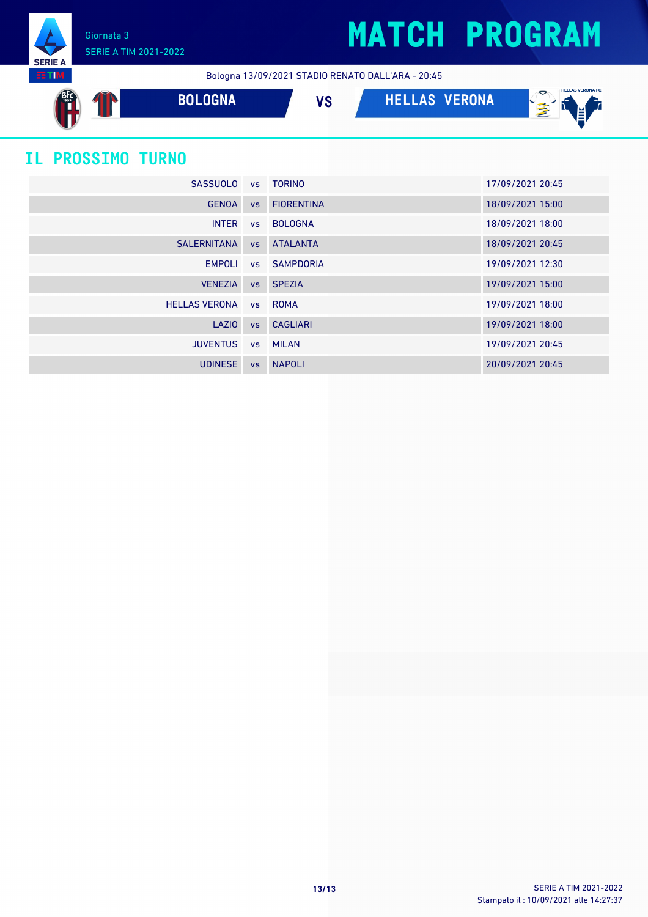Giornata 3
SERIE A TIM 2021-2022

# MATCH PROGRAM

Bologna 13/09/2021 STADIO RENATO DALL'ARA - 20:45

**BOLOGNA** VS **HELLAS VERONA**

## IL PROSSIMO TURNO

| | | | |
|---|---|---|---|
| SASSUOLO | vs | TORINO | 17/09/2021 20:45 |
| GENOA | vs | FIORENTINA | 18/09/2021 15:00 |
| INTER | vs | BOLOGNA | 18/09/2021 18:00 |
| SALERNITANA | vs | ATALANTA | 18/09/2021 20:45 |
| EMPOLI | vs | SAMPDORIA | 19/09/2021 12:30 |
| VENEZIA | vs | SPEZIA | 19/09/2021 15:00 |
| HELLAS VERONA | vs | ROMA | 19/09/2021 18:00 |
| LAZIO | vs | CAGLIARI | 19/09/2021 18:00 |
| JUVENTUS | vs | MILAN | 19/09/2021 20:45 |
| UDINESE | vs | NAPOLI | 20/09/2021 20:45 |

Stampato il : 10/09/2021 alle 14:27:37